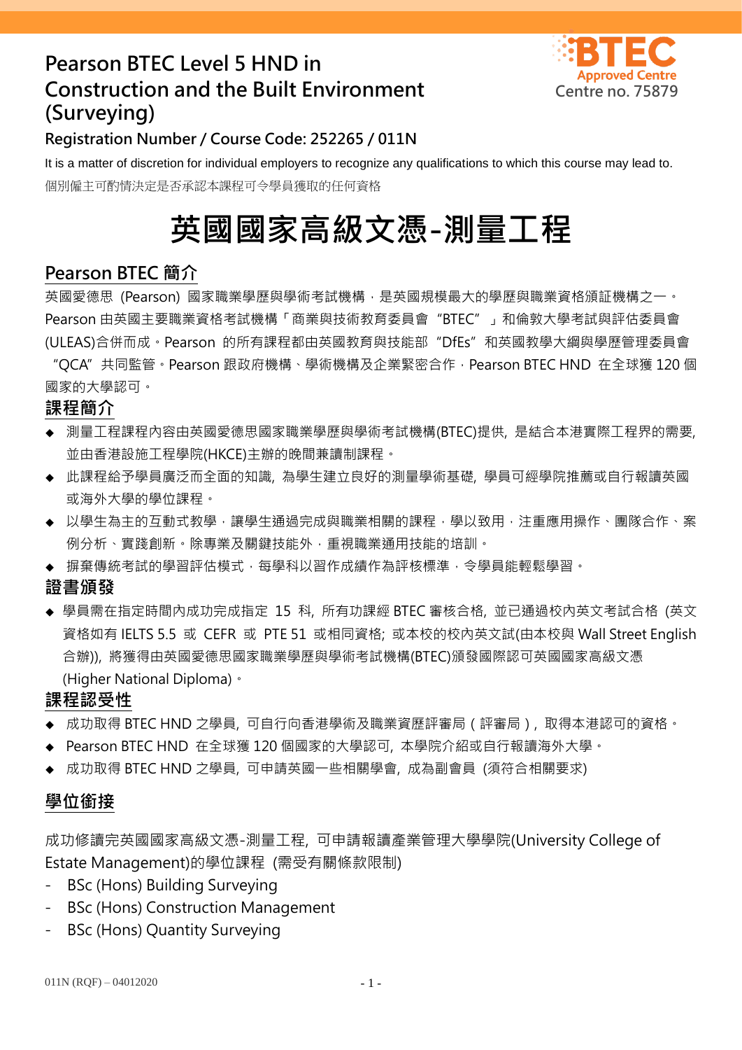# Pearson BTEC Level 5 HND in Construction and the Built Environment (Surveying)

BTEC Approved Centre
Centre no. 75879

**Registration Number / Course Code: 252265 / 011N**

It is a matter of discretion for individual employers to recognize any qualifications to which this course may lead to.

個別僱主可酌情決定是否承認本課程可令學員獲取的任何資格

# 英國國家高級文憑-測量工程

## Pearson BTEC 簡介

英國愛德思 (Pearson) 國家職業學歷與學術考試機構，是英國規模最大的學歷與職業資格頒証機構之一。Pearson 由英國主要職業資格考試機構「商業與技術教育委員會 "BTEC" 」和倫敦大學考試與評估委員會 (ULEAS)合併而成。Pearson 的所有課程都由英國教育與技能部 "DfEs" 和英國教學大綱與學歷管理委員會 "QCA" 共同監管。Pearson 跟政府機構、學術機構及企業緊密合作，Pearson BTEC HND 在全球獲 120 個國家的大學認可。

## 課程簡介

- 測量工程課程內容由英國愛德思國家職業學歷與學術考試機構(BTEC)提供, 是結合本港實際工程界的需要, 並由香港設施工程學院(HKCE)主辦的晚間兼讀制課程。
- 此課程給予學員廣泛而全面的知識, 為學生建立良好的測量學術基礎, 學員可經學院推薦或自行報讀英國或海外大學的學位課程。
- 以學生為主的互動式教學，讓學生通過完成與職業相關的課程，學以致用，注重應用操作、團隊合作、案例分析、實踐創新。除專業及關鍵技能外，重視職業通用技能的培訓。
- 摒棄傳統考試的學習評估模式，每學科以習作成績作為評核標準，令學員能輕鬆學習。

## 證書頒發

- 學員需在指定時間內成功完成指定 15 科, 所有功課經 BTEC 審核合格, 並已通過校內英文考試合格 (英文資格如有 IELTS 5.5 或 CEFR 或 PTE 51 或相同資格; 或本校的校內英文試(由本校與 Wall Street English 合辦)), 將獲得由英國愛德思國家職業學歷與學術考試機構(BTEC)頒發國際認可英國國家高級文憑 (Higher National Diploma)。

## 課程認受性

- 成功取得 BTEC HND 之學員, 可自行向香港學術及職業資歷評審局 ( 評審局 ), 取得本港認可的資格。
- Pearson BTEC HND 在全球獲 120 個國家的大學認可, 本學院介紹或自行報讀海外大學。
- 成功取得 BTEC HND 之學員, 可申請英國一些相關學會, 成為副會員 (須符合相關要求)

## 學位銜接

成功修讀完英國國家高級文憑-測量工程, 可申請報讀產業管理大學學院(University College of Estate Management)的學位課程 (需受有關條款限制)

- BSc (Hons) Building Surveying
- BSc (Hons) Construction Management
- BSc (Hons) Quantity Surveying

011N (RQF) – 04012020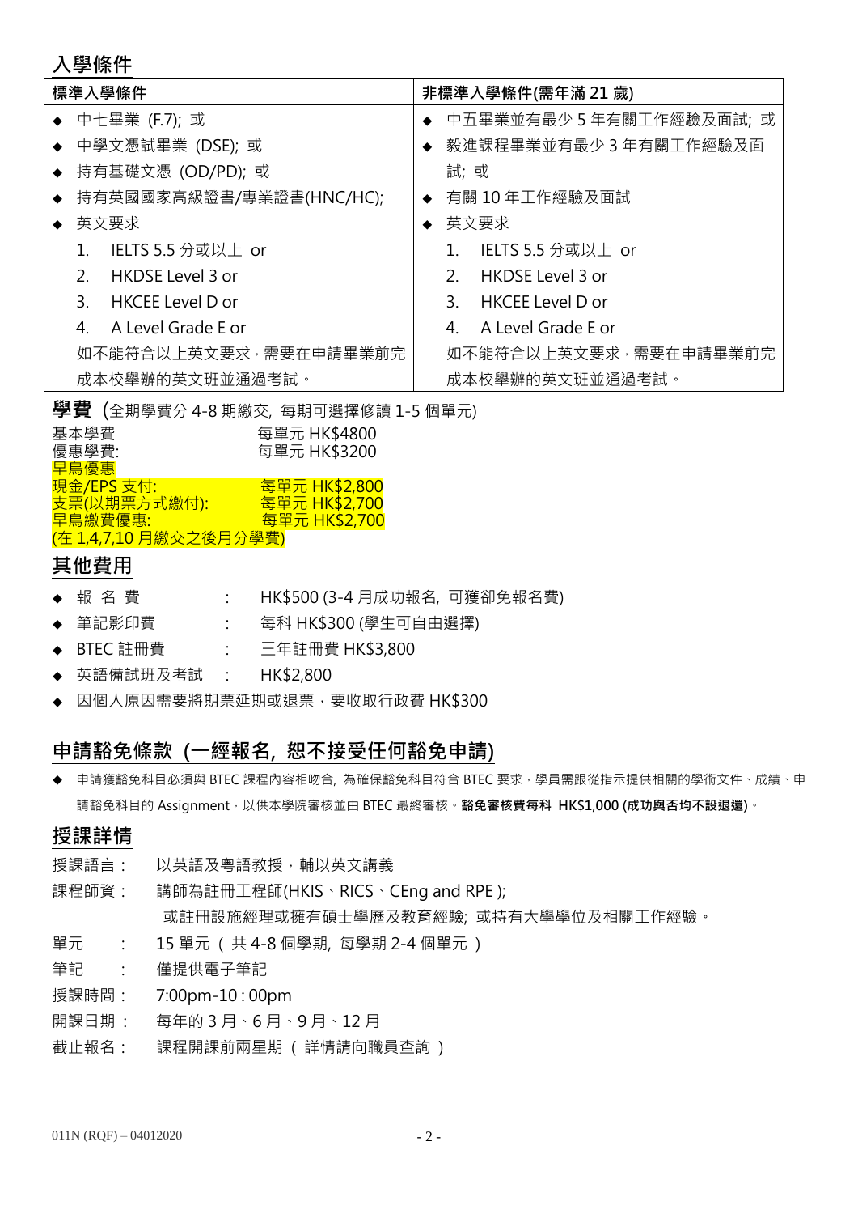## 入學條件

| 標準入學條件 | 非標準入學條件(需年滿 21 歲) |
| --- | --- |
| ◆ 中七畢業 (F.7); 或<br>◆ 中學文憑試畢業 (DSE); 或<br>◆ 持有基礎文憑 (OD/PD); 或<br>◆ 持有英國國家高級證書/專業證書(HNC/HC);<br>◆ 英文要求<br>1. IELTS 5.5 分或以上 or<br>2. HKDSE Level 3 or<br>3. HKCEE Level D or<br>4. A Level Grade E or<br>如不能符合以上英文要求，需要在申請畢業前完成本校舉辦的英文班並通過考試。 | ◆ 中五畢業並有最少 5 年有關工作經驗及面試; 或<br>◆ 毅進課程畢業並有最少 3 年有關工作經驗及面試; 或<br>◆ 有關 10 年工作經驗及面試<br>◆ 英文要求<br>1. IELTS 5.5 分或以上 or<br>2. HKDSE Level 3 or<br>3. HKCEE Level D or<br>4. A Level Grade E or<br>如不能符合以上英文要求，需要在申請畢業前完成本校舉辦的英文班並通過考試。 |

**學費** (全期學費分 4-8 期繳交, 每期可選擇修讀 1-5 個單元)

| | |
| --- | --- |
| 基本學費 | 每單元 HK$4800 |
| 優惠學費: | 每單元 HK$3200 |
| 早鳥優惠 | |
| 現金/EPS 支付: | 每單元 HK$2,800 |
| 支票(以期票方式繳付): | 每單元 HK$2,700 |
| 早鳥繳費優惠: | 每單元 HK$2,700 |

(在 1,4,7,10 月繳交之後月分學費)

## 其他費用

- 報 名 費 : HK$500 (3-4 月成功報名, 可獲卻免報名費)
- 筆記影印費 : 每科 HK$300 (學生可自由選擇)
- BTEC 註冊費 : 三年註冊費 HK$3,800
- 英語備試班及考試 : HK$2,800
- 因個人原因需要將期票延期或退票，要收取行政費 HK$300

## 申請豁免條款 (一經報名, 恕不接受任何豁免申請)

- 申請獲豁免科目必須與 BTEC 課程內容相吻合, 為確保豁免科目符合 BTEC 要求，學員需跟從指示提供相關的學術文件、成績、申請豁免科目的 Assignment，以供本學院審核並由 BTEC 最終審核。**豁免審核費每科 HK$1,000 (成功與否均不設退還)**。

## 授課詳情

授課語言： 以英語及粵語教授，輔以英文講義

課程師資： 講師為註冊工程師(HKIS、RICS、CEng and RPE );
或註冊設施經理或擁有碩士學歷及教育經驗; 或持有大學學位及相關工作經驗。

單元 ： 15 單元 ( 共 4-8 個學期, 每學期 2-4 個單元 )

筆記 ： 僅提供電子筆記

授課時間： 7:00pm-10：00pm

開課日期： 每年的 3 月、6 月、9 月、12 月

截止報名： 課程開課前兩星期 ( 詳情請向職員查詢 )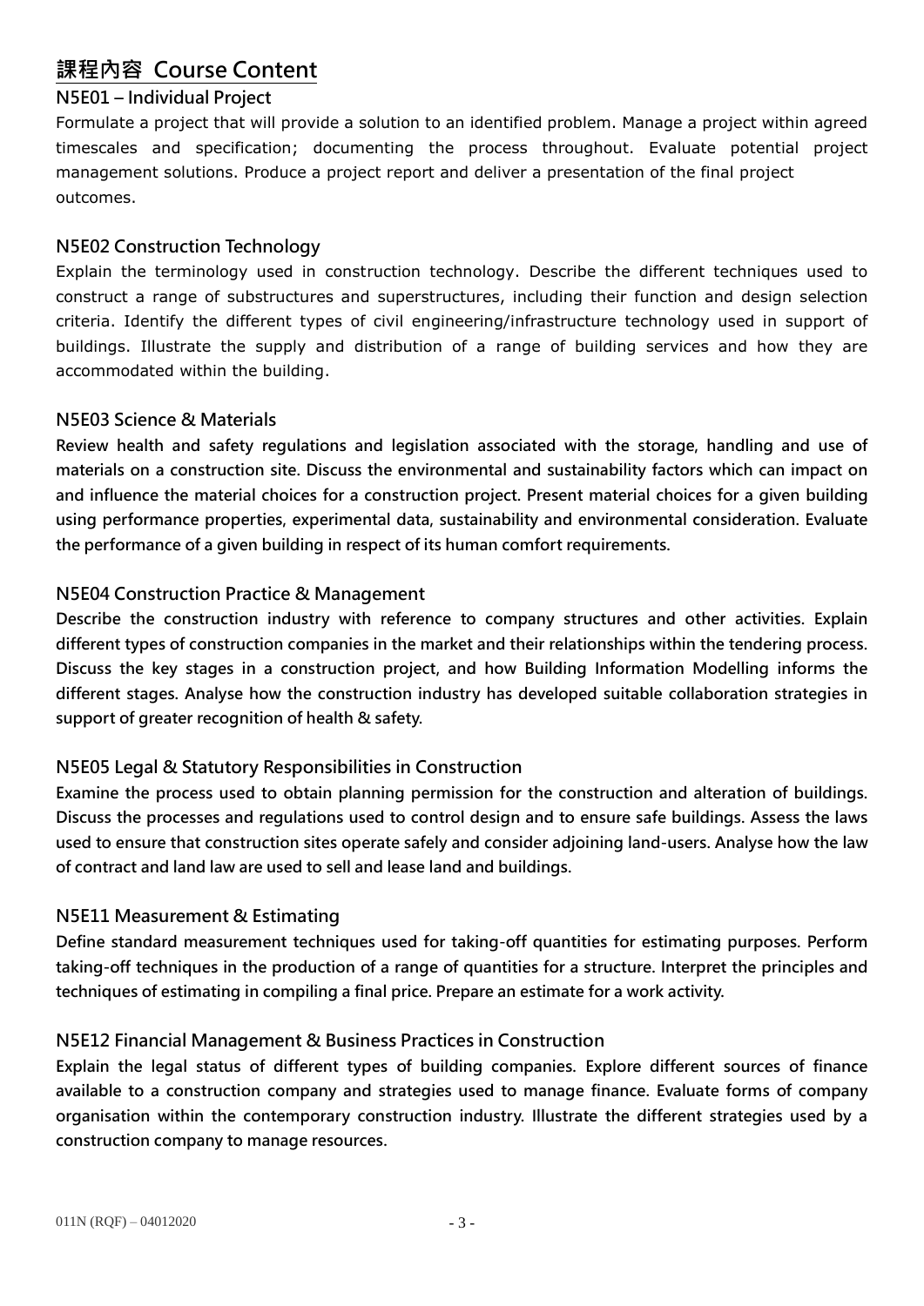## 課程內容 Course Content

### N5E01 – Individual Project

Formulate a project that will provide a solution to an identified problem. Manage a project within agreed timescales and specification; documenting the process throughout. Evaluate potential project management solutions. Produce a project report and deliver a presentation of the final project outcomes.

### N5E02 Construction Technology

Explain the terminology used in construction technology. Describe the different techniques used to construct a range of substructures and superstructures, including their function and design selection criteria. Identify the different types of civil engineering/infrastructure technology used in support of buildings. Illustrate the supply and distribution of a range of building services and how they are accommodated within the building.

### N5E03 Science & Materials

Review health and safety regulations and legislation associated with the storage, handling and use of materials on a construction site. Discuss the environmental and sustainability factors which can impact on and influence the material choices for a construction project. Present material choices for a given building using performance properties, experimental data, sustainability and environmental consideration. Evaluate the performance of a given building in respect of its human comfort requirements.

### N5E04 Construction Practice & Management

Describe the construction industry with reference to company structures and other activities. Explain different types of construction companies in the market and their relationships within the tendering process. Discuss the key stages in a construction project, and how Building Information Modelling informs the different stages. Analyse how the construction industry has developed suitable collaboration strategies in support of greater recognition of health & safety.

### N5E05 Legal & Statutory Responsibilities in Construction

Examine the process used to obtain planning permission for the construction and alteration of buildings. Discuss the processes and regulations used to control design and to ensure safe buildings. Assess the laws used to ensure that construction sites operate safely and consider adjoining land-users. Analyse how the law of contract and land law are used to sell and lease land and buildings.

### N5E11 Measurement & Estimating

Define standard measurement techniques used for taking-off quantities for estimating purposes. Perform taking-off techniques in the production of a range of quantities for a structure. Interpret the principles and techniques of estimating in compiling a final price. Prepare an estimate for a work activity.

### N5E12 Financial Management & Business Practices in Construction

Explain the legal status of different types of building companies. Explore different sources of finance available to a construction company and strategies used to manage finance. Evaluate forms of company organisation within the contemporary construction industry. Illustrate the different strategies used by a construction company to manage resources.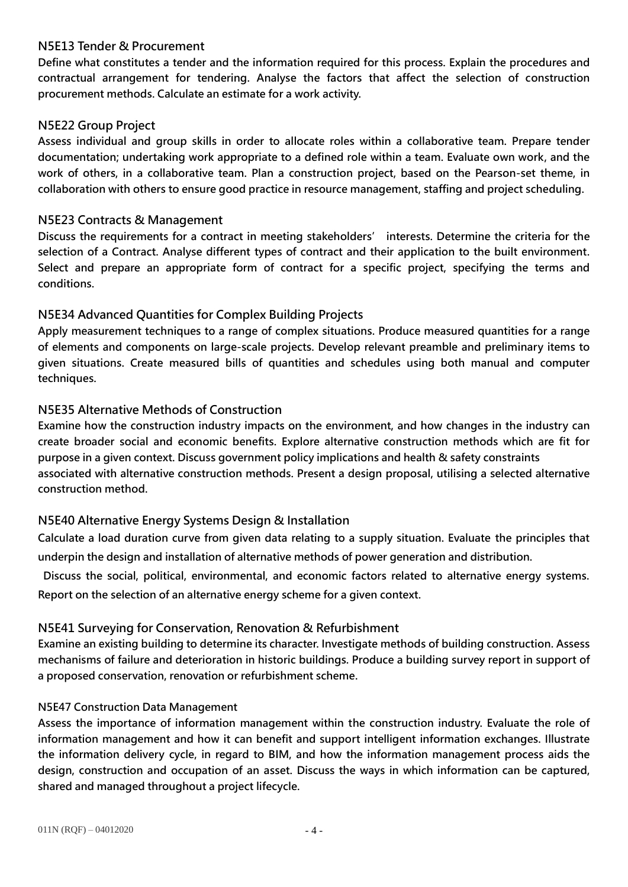### N5E13 Tender & Procurement

**Define what constitutes a tender and the information required for this process. Explain the procedures and contractual arrangement for tendering. Analyse the factors that affect the selection of construction procurement methods. Calculate an estimate for a work activity.**

### N5E22 Group Project

**Assess individual and group skills in order to allocate roles within a collaborative team. Prepare tender documentation; undertaking work appropriate to a defined role within a team. Evaluate own work, and the work of others, in a collaborative team. Plan a construction project, based on the Pearson-set theme, in collaboration with others to ensure good practice in resource management, staffing and project scheduling.**

### N5E23 Contracts & Management

**Discuss the requirements for a contract in meeting stakeholders' interests. Determine the criteria for the selection of a Contract. Analyse different types of contract and their application to the built environment. Select and prepare an appropriate form of contract for a specific project, specifying the terms and conditions.**

### N5E34 Advanced Quantities for Complex Building Projects

**Apply measurement techniques to a range of complex situations. Produce measured quantities for a range of elements and components on large-scale projects. Develop relevant preamble and preliminary items to given situations. Create measured bills of quantities and schedules using both manual and computer techniques.**

### N5E35 Alternative Methods of Construction

**Examine how the construction industry impacts on the environment, and how changes in the industry can create broader social and economic benefits. Explore alternative construction methods which are fit for purpose in a given context. Discuss government policy implications and health & safety constraints associated with alternative construction methods. Present a design proposal, utilising a selected alternative construction method.**

### N5E40 Alternative Energy Systems Design & Installation

**Calculate a load duration curve from given data relating to a supply situation. Evaluate the principles that underpin the design and installation of alternative methods of power generation and distribution.**

**Discuss the social, political, environmental, and economic factors related to alternative energy systems. Report on the selection of an alternative energy scheme for a given context.**

### N5E41 Surveying for Conservation, Renovation & Refurbishment

**Examine an existing building to determine its character. Investigate methods of building construction. Assess mechanisms of failure and deterioration in historic buildings. Produce a building survey report in support of a proposed conservation, renovation or refurbishment scheme.**

### N5E47 Construction Data Management

**Assess the importance of information management within the construction industry. Evaluate the role of information management and how it can benefit and support intelligent information exchanges. Illustrate the information delivery cycle, in regard to BIM, and how the information management process aids the design, construction and occupation of an asset. Discuss the ways in which information can be captured, shared and managed throughout a project lifecycle.**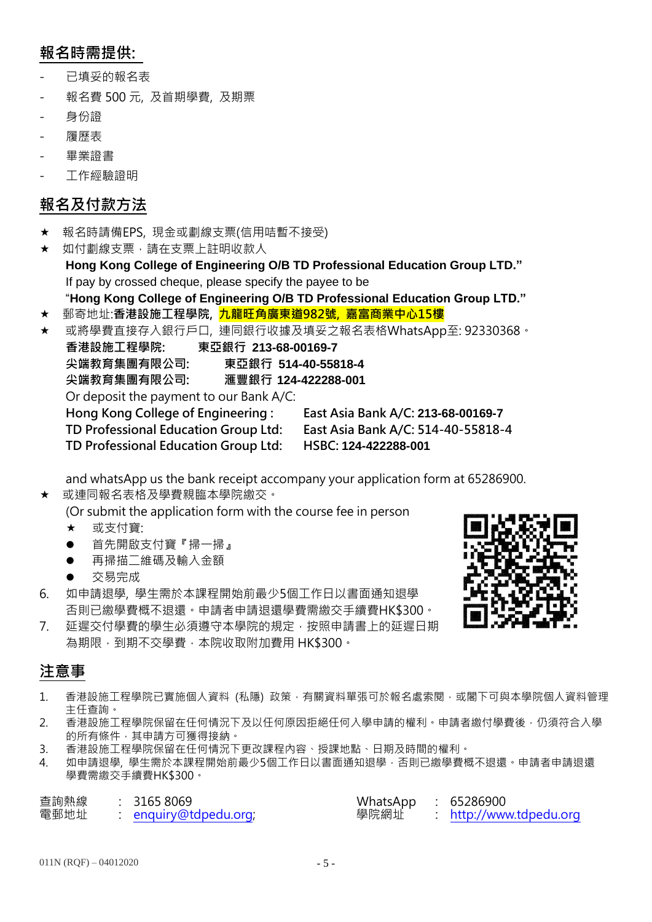## 報名時需提供:

- 已填妥的報名表
- 報名費 500 元, 及首期學費, 及期票
- 身份證
- 履歷表
- 畢業證書
- 工作經驗證明

## 報名及付款方法

★ 報名時請備EPS, 現金或劃線支票(信用咭暫不接受)

★ 如付劃線支票，請在支票上註明收款人
**Hong Kong College of Engineering O/B TD Professional Education Group LTD."**
If pay by crossed cheque, please specify the payee to be
"**Hong Kong College of Engineering O/B TD Professional Education Group LTD."**

★ 郵寄地址:**香港設施工程學院, 九龍旺角廣東道982號, 嘉富商業中心15樓**

★ 或將學費直接存入銀行戶口, 連同銀行收據及填妥之報名表格WhatsApp至: 92330368。

| | |
|---|---|
| **香港設施工程學院:** | **東亞銀行 213-68-00169-7** |
| **尖端教育集團有限公司:** | **東亞銀行 514-40-55818-4** |
| **尖端教育集團有限公司:** | **滙豐銀行 124-422288-001** |

Or deposit the payment to our Bank A/C:

| | |
|---|---|
| **Hong Kong College of Engineering :** | **East Asia Bank A/C: 213-68-00169-7** |
| **TD Professional Education Group Ltd:** | **East Asia Bank A/C: 514-40-55818-4** |
| **TD Professional Education Group Ltd:** | **HSBC: 124-422288-001** |

and whatsApp us the bank receipt accompany your application form at 65286900.

★ 或連同報名表格及學費親臨本學院繳交。
(Or submit the application form with the course fee in person

★ 或支付寶:
- 首先開啟支付寶『掃一掃』
- 再掃描二維碼及輸入金額
- 交易完成

6. 如申請退學, 學生需於本課程開始前最少5個工作日以書面通知退學否則已繳學費概不退還。申請者申請退還學費需繳交手續費HK$300。
7. 延遲交付學費的學生必須遵守本學院的規定，按照申請書上的延遲日期為期限，到期不交學費，本院收取附加費用 HK$300。

## 注意事

1. 香港設施工程學院已實施個人資料 (私隱) 政策，有關資料單張可於報名處索閱，或閣下可與本學院個人資料管理主任查詢。
2. 香港設施工程學院保留在任何情況下及以任何原因拒絕任何入學申請的權利。申請者繳付學費後，仍須符合入學的所有條件，其申請方可獲得接納。
3. 香港設施工程學院保留在任何情況下更改課程內容、授課地點、日期及時間的權利。
4. 如申請退學, 學生需於本課程開始前最少5個工作日以書面通知退學，否則已繳學費概不退還。申請者申請退還學費需繳交手續費HK$300。

| | | | |
|---|---|---|---|
| 查詢熱線 | : 3165 8069 | WhatsApp | : 65286900 |
| 電郵地址 | : enquiry@tdpedu.org; | 學院網址 | : http://www.tdpedu.org |

011N (RQF) – 04012020